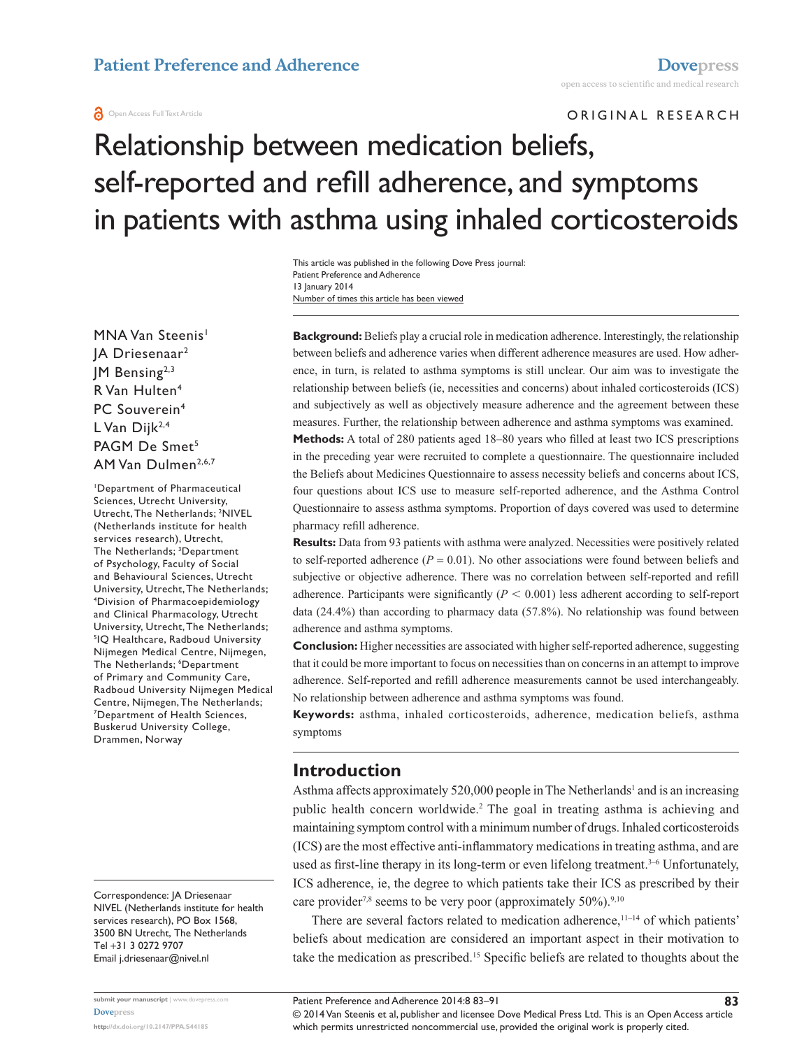ORIGINAL RESEARCH

# Relationship between medication beliefs, self-reported and refill adherence, and symptoms in patients with asthma using inhaled corticosteroids

This article was published in the following Dove Press journal:
Patient Preference and Adherence
13 January 2014
Number of times this article has been viewed

MNA Van Steenis[1]
JA Driesenaar[2]
JM Bensing[2,3]
R Van Hulten[4]
PC Souverein[4]
L Van Dijk[2,4]
PAGM De Smet[5]
AM Van Dulmen[2,6,7]

[1]Department of Pharmaceutical Sciences, Utrecht University, Utrecht, The Netherlands; [2]NIVEL (Netherlands institute for health services research), Utrecht, The Netherlands; [3]Department of Psychology, Faculty of Social and Behavioural Sciences, Utrecht University, Utrecht, The Netherlands; [4]Division of Pharmacoepidemiology and Clinical Pharmacology, Utrecht University, Utrecht, The Netherlands; [5]IQ Healthcare, Radboud University Nijmegen Medical Centre, Nijmegen, The Netherlands; [6]Department of Primary and Community Care, Radboud University Nijmegen Medical Centre, Nijmegen, The Netherlands; [7]Department of Health Sciences, Buskerud University College, Drammen, Norway

Correspondence: JA Driesenaar
NIVEL (Netherlands institute for health services research), PO Box 1568, 3500 BN Utrecht, The Netherlands
Tel +31 3 0272 9707
Email j.driesenaar@nivel.nl

**Background:** Beliefs play a crucial role in medication adherence. Interestingly, the relationship between beliefs and adherence varies when different adherence measures are used. How adherence, in turn, is related to asthma symptoms is still unclear. Our aim was to investigate the relationship between beliefs (ie, necessities and concerns) about inhaled corticosteroids (ICS) and subjectively as well as objectively measure adherence and the agreement between these measures. Further, the relationship between adherence and asthma symptoms was examined.

**Methods:** A total of 280 patients aged 18–80 years who filled at least two ICS prescriptions in the preceding year were recruited to complete a questionnaire. The questionnaire included the Beliefs about Medicines Questionnaire to assess necessity beliefs and concerns about ICS, four questions about ICS use to measure self-reported adherence, and the Asthma Control Questionnaire to assess asthma symptoms. Proportion of days covered was used to determine pharmacy refill adherence.

**Results:** Data from 93 patients with asthma were analyzed. Necessities were positively related to self-reported adherence ($P = 0.01$). No other associations were found between beliefs and subjective or objective adherence. There was no correlation between self-reported and refill adherence. Participants were significantly ($P < 0.001$) less adherent according to self-report data (24.4%) than according to pharmacy data (57.8%). No relationship was found between adherence and asthma symptoms.

**Conclusion:** Higher necessities are associated with higher self-reported adherence, suggesting that it could be more important to focus on necessities than on concerns in an attempt to improve adherence. Self-reported and refill adherence measurements cannot be used interchangeably. No relationship between adherence and asthma symptoms was found.

**Keywords:** asthma, inhaled corticosteroids, adherence, medication beliefs, asthma symptoms

## Introduction

Asthma affects approximately 520,000 people in The Netherlands[1] and is an increasing public health concern worldwide.[2] The goal in treating asthma is achieving and maintaining symptom control with a minimum number of drugs. Inhaled corticosteroids (ICS) are the most effective anti-inflammatory medications in treating asthma, and are used as first-line therapy in its long-term or even lifelong treatment.[3–6] Unfortunately, ICS adherence, ie, the degree to which patients take their ICS as prescribed by their care provider[7,8] seems to be very poor (approximately 50%).[9,10]

There are several factors related to medication adherence,[11–14] of which patients' beliefs about medication are considered an important aspect in their motivation to take the medication as prescribed.[15] Specific beliefs are related to thoughts about the

© 2014 Van Steenis et al, publisher and licensee Dove Medical Press Ltd. This is an Open Access article which permits unrestricted noncommercial use, provided the original work is properly cited.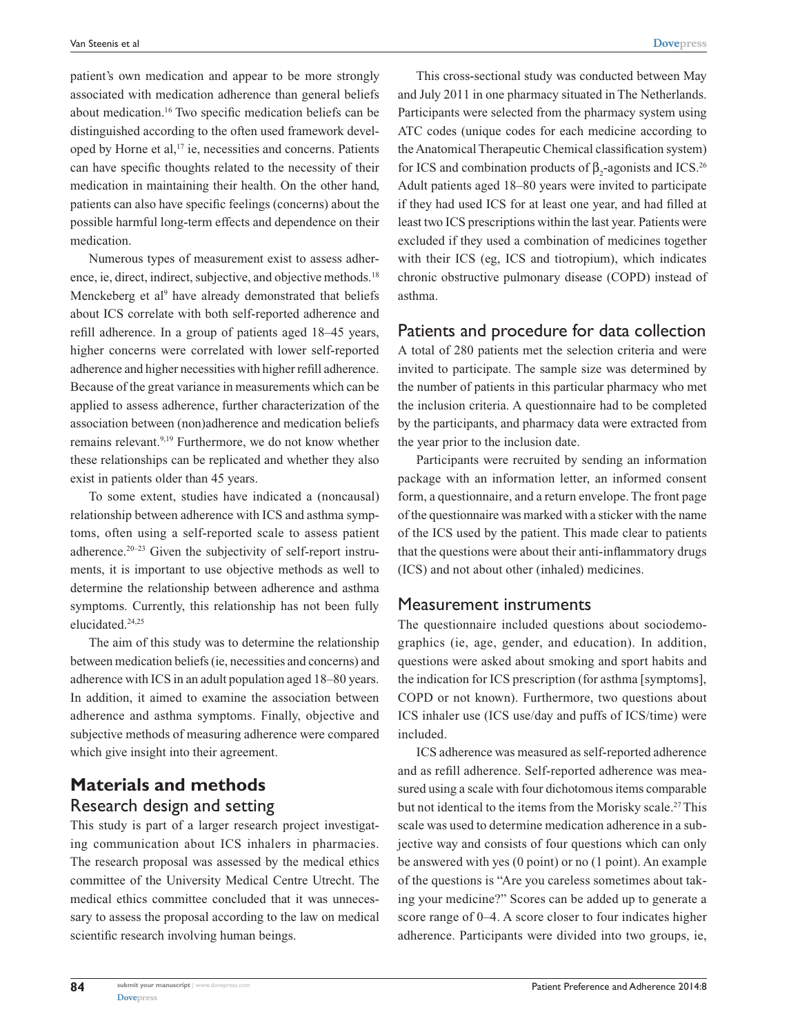patient's own medication and appear to be more strongly associated with medication adherence than general beliefs about medication.[16] Two specific medication beliefs can be distinguished according to the often used framework developed by Horne et al,[17] ie, necessities and concerns. Patients can have specific thoughts related to the necessity of their medication in maintaining their health. On the other hand, patients can also have specific feelings (concerns) about the possible harmful long-term effects and dependence on their medication.

Numerous types of measurement exist to assess adherence, ie, direct, indirect, subjective, and objective methods.[18] Menckeberg et al[9] have already demonstrated that beliefs about ICS correlate with both self-reported adherence and refill adherence. In a group of patients aged 18–45 years, higher concerns were correlated with lower self-reported adherence and higher necessities with higher refill adherence. Because of the great variance in measurements which can be applied to assess adherence, further characterization of the association between (non)adherence and medication beliefs remains relevant.[9,19] Furthermore, we do not know whether these relationships can be replicated and whether they also exist in patients older than 45 years.

To some extent, studies have indicated a (noncausal) relationship between adherence with ICS and asthma symptoms, often using a self-reported scale to assess patient adherence.[20–23] Given the subjectivity of self-report instruments, it is important to use objective methods as well to determine the relationship between adherence and asthma symptoms. Currently, this relationship has not been fully elucidated.[24,25]

The aim of this study was to determine the relationship between medication beliefs (ie, necessities and concerns) and adherence with ICS in an adult population aged 18–80 years. In addition, it aimed to examine the association between adherence and asthma symptoms. Finally, objective and subjective methods of measuring adherence were compared which give insight into their agreement.

# Materials and methods

## Research design and setting

This study is part of a larger research project investigating communication about ICS inhalers in pharmacies. The research proposal was assessed by the medical ethics committee of the University Medical Centre Utrecht. The medical ethics committee concluded that it was unnecessary to assess the proposal according to the law on medical scientific research involving human beings.

This cross-sectional study was conducted between May and July 2011 in one pharmacy situated in The Netherlands. Participants were selected from the pharmacy system using ATC codes (unique codes for each medicine according to the Anatomical Therapeutic Chemical classification system) for ICS and combination products of $\beta_2$-agonists and ICS.[26] Adult patients aged 18–80 years were invited to participate if they had used ICS for at least one year, and had filled at least two ICS prescriptions within the last year. Patients were excluded if they used a combination of medicines together with their ICS (eg, ICS and tiotropium), which indicates chronic obstructive pulmonary disease (COPD) instead of asthma.

## Patients and procedure for data collection

A total of 280 patients met the selection criteria and were invited to participate. The sample size was determined by the number of patients in this particular pharmacy who met the inclusion criteria. A questionnaire had to be completed by the participants, and pharmacy data were extracted from the year prior to the inclusion date.

Participants were recruited by sending an information package with an information letter, an informed consent form, a questionnaire, and a return envelope. The front page of the questionnaire was marked with a sticker with the name of the ICS used by the patient. This made clear to patients that the questions were about their anti-inflammatory drugs (ICS) and not about other (inhaled) medicines.

## Measurement instruments

The questionnaire included questions about sociodemographics (ie, age, gender, and education). In addition, questions were asked about smoking and sport habits and the indication for ICS prescription (for asthma [symptoms], COPD or not known). Furthermore, two questions about ICS inhaler use (ICS use/day and puffs of ICS/time) were included.

ICS adherence was measured as self-reported adherence and as refill adherence. Self-reported adherence was measured using a scale with four dichotomous items comparable but not identical to the items from the Morisky scale.[27] This scale was used to determine medication adherence in a subjective way and consists of four questions which can only be answered with yes (0 point) or no (1 point). An example of the questions is "Are you careless sometimes about taking your medicine?" Scores can be added up to generate a score range of 0–4. A score closer to four indicates higher adherence. Participants were divided into two groups, ie,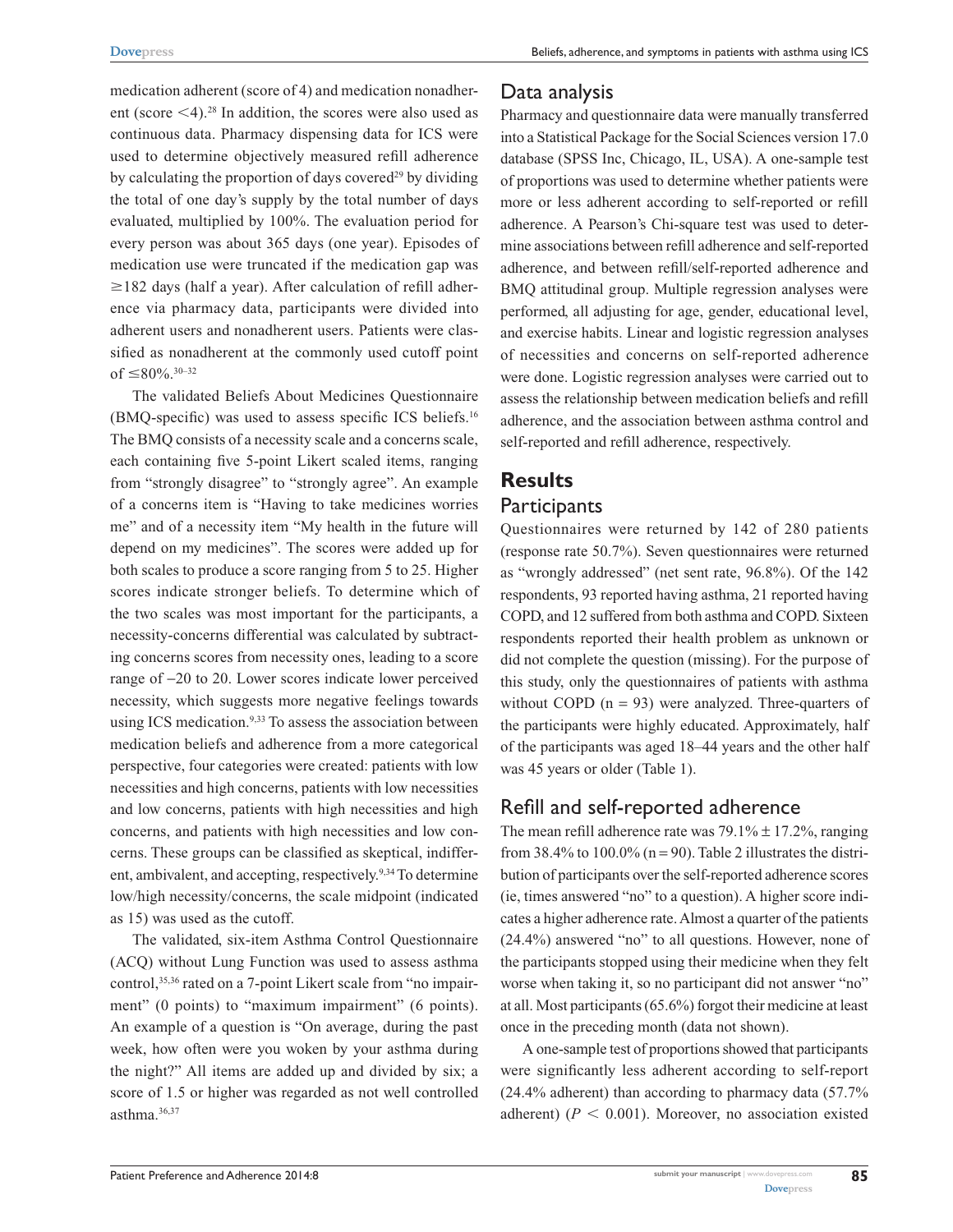medication adherent (score of 4) and medication nonadherent (score <4).[28] In addition, the scores were also used as continuous data. Pharmacy dispensing data for ICS were used to determine objectively measured refill adherence by calculating the proportion of days covered[29] by dividing the total of one day's supply by the total number of days evaluated, multiplied by 100%. The evaluation period for every person was about 365 days (one year). Episodes of medication use were truncated if the medication gap was ≥182 days (half a year). After calculation of refill adherence via pharmacy data, participants were divided into adherent users and nonadherent users. Patients were classified as nonadherent at the commonly used cutoff point of ≤80%.[30–32]

The validated Beliefs About Medicines Questionnaire (BMQ-specific) was used to assess specific ICS beliefs.[16] The BMQ consists of a necessity scale and a concerns scale, each containing five 5-point Likert scaled items, ranging from "strongly disagree" to "strongly agree". An example of a concerns item is "Having to take medicines worries me" and of a necessity item "My health in the future will depend on my medicines". The scores were added up for both scales to produce a score ranging from 5 to 25. Higher scores indicate stronger beliefs. To determine which of the two scales was most important for the participants, a necessity-concerns differential was calculated by subtracting concerns scores from necessity ones, leading to a score range of −20 to 20. Lower scores indicate lower perceived necessity, which suggests more negative feelings towards using ICS medication.[9,33] To assess the association between medication beliefs and adherence from a more categorical perspective, four categories were created: patients with low necessities and high concerns, patients with low necessities and low concerns, patients with high necessities and high concerns, and patients with high necessities and low concerns. These groups can be classified as skeptical, indifferent, ambivalent, and accepting, respectively.[9,34] To determine low/high necessity/concerns, the scale midpoint (indicated as 15) was used as the cutoff.

The validated, six-item Asthma Control Questionnaire (ACQ) without Lung Function was used to assess asthma control,[35,36] rated on a 7-point Likert scale from "no impairment" (0 points) to "maximum impairment" (6 points). An example of a question is "On average, during the past week, how often were you woken by your asthma during the night?" All items are added up and divided by six; a score of 1.5 or higher was regarded as not well controlled asthma.[36,37]

## Data analysis

Pharmacy and questionnaire data were manually transferred into a Statistical Package for the Social Sciences version 17.0 database (SPSS Inc, Chicago, IL, USA). A one-sample test of proportions was used to determine whether patients were more or less adherent according to self-reported or refill adherence. A Pearson's Chi-square test was used to determine associations between refill adherence and self-reported adherence, and between refill/self-reported adherence and BMQ attitudinal group. Multiple regression analyses were performed, all adjusting for age, gender, educational level, and exercise habits. Linear and logistic regression analyses of necessities and concerns on self-reported adherence were done. Logistic regression analyses were carried out to assess the relationship between medication beliefs and refill adherence, and the association between asthma control and self-reported and refill adherence, respectively.

# Results

## Participants

Questionnaires were returned by 142 of 280 patients (response rate 50.7%). Seven questionnaires were returned as "wrongly addressed" (net sent rate, 96.8%). Of the 142 respondents, 93 reported having asthma, 21 reported having COPD, and 12 suffered from both asthma and COPD. Sixteen respondents reported their health problem as unknown or did not complete the question (missing). For the purpose of this study, only the questionnaires of patients with asthma without COPD (n = 93) were analyzed. Three-quarters of the participants were highly educated. Approximately, half of the participants was aged 18–44 years and the other half was 45 years or older (Table 1).

## Refill and self-reported adherence

The mean refill adherence rate was 79.1% ± 17.2%, ranging from 38.4% to 100.0% (n = 90). Table 2 illustrates the distribution of participants over the self-reported adherence scores (ie, times answered "no" to a question). A higher score indicates a higher adherence rate. Almost a quarter of the patients (24.4%) answered "no" to all questions. However, none of the participants stopped using their medicine when they felt worse when taking it, so no participant did not answer "no" at all. Most participants (65.6%) forgot their medicine at least once in the preceding month (data not shown).

A one-sample test of proportions showed that participants were significantly less adherent according to self-report (24.4% adherent) than according to pharmacy data (57.7% adherent) ($P < 0.001$). Moreover, no association existed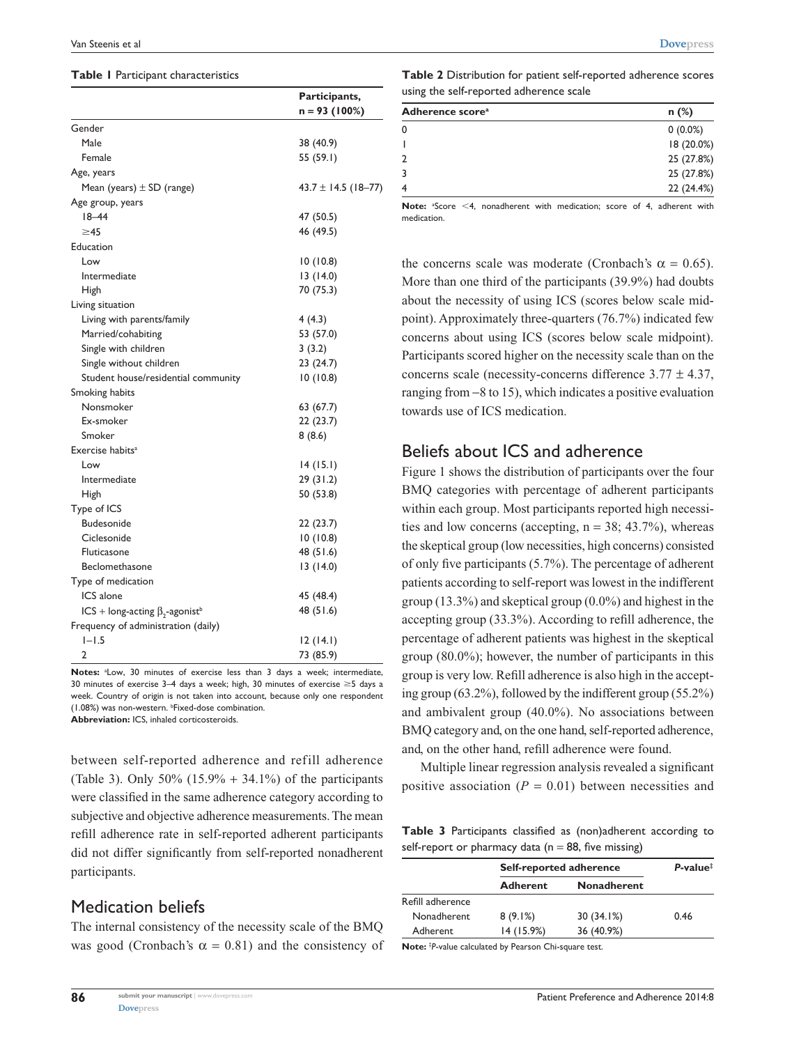**Table 1** Participant characteristics

| | Participants, n = 93 (100%) |
|---|---|
| Gender | |
| Male | 38 (40.9) |
| Female | 55 (59.1) |
| Age, years | |
| Mean (years) ± SD (range) | 43.7 ± 14.5 (18–77) |
| Age group, years | |
| 18–44 | 47 (50.5) |
| ≥45 | 46 (49.5) |
| Education | |
| Low | 10 (10.8) |
| Intermediate | 13 (14.0) |
| High | 70 (75.3) |
| Living situation | |
| Living with parents/family | 4 (4.3) |
| Married/cohabiting | 53 (57.0) |
| Single with children | 3 (3.2) |
| Single without children | 23 (24.7) |
| Student house/residential community | 10 (10.8) |
| Smoking habits | |
| Nonsmoker | 63 (67.7) |
| Ex-smoker | 22 (23.7) |
| Smoker | 8 (8.6) |
| Exercise habits[a] | |
| Low | 14 (15.1) |
| Intermediate | 29 (31.2) |
| High | 50 (53.8) |
| Type of ICS | |
| Budesonide | 22 (23.7) |
| Ciclesonide | 10 (10.8) |
| Fluticasone | 48 (51.6) |
| Beclomethasone | 13 (14.0) |
| Type of medication | |
| ICS alone | 45 (48.4) |
| ICS + long-acting $\beta_2$-agonist[b] | 48 (51.6) |
| Frequency of administration (daily) | |
| 1–1.5 | 12 (14.1) |
| 2 | 73 (85.9) |

**Notes:** [a]Low, 30 minutes of exercise less than 3 days a week; intermediate, 30 minutes of exercise 3–4 days a week; high, 30 minutes of exercise ≥5 days a week. Country of origin is not taken into account, because only one respondent (1.08%) was non-western. [b]Fixed-dose combination.
**Abbreviation:** ICS, inhaled corticosteroids.

between self-reported adherence and refill adherence (Table 3). Only 50% (15.9% + 34.1%) of the participants were classified in the same adherence category according to subjective and objective adherence measurements. The mean refill adherence rate in self-reported adherent participants did not differ significantly from self-reported nonadherent participants.

## Medication beliefs

The internal consistency of the necessity scale of the BMQ was good (Cronbach's $\alpha = 0.81$) and the consistency of the concerns scale was moderate (Cronbach's $\alpha = 0.65$). More than one third of the participants (39.9%) had doubts about the necessity of using ICS (scores below scale midpoint). Approximately three-quarters (76.7%) indicated few concerns about using ICS (scores below scale midpoint). Participants scored higher on the necessity scale than on the concerns scale (necessity-concerns difference 3.77 ± 4.37, ranging from −8 to 15), which indicates a positive evaluation towards use of ICS medication.

**Table 2** Distribution for patient self-reported adherence scores using the self-reported adherence scale

| Adherence score[a] | n (%) |
|---|---|
| 0 | 0 (0.0%) |
| 1 | 18 (20.0%) |
| 2 | 25 (27.8%) |
| 3 | 25 (27.8%) |
| 4 | 22 (24.4%) |

**Note:** [a]Score <4, nonadherent with medication; score of 4, adherent with medication.

## Beliefs about ICS and adherence

Figure 1 shows the distribution of participants over the four BMQ categories with percentage of adherent participants within each group. Most participants reported high necessities and low concerns (accepting, n = 38; 43.7%), whereas the skeptical group (low necessities, high concerns) consisted of only five participants (5.7%). The percentage of adherent patients according to self-report was lowest in the indifferent group (13.3%) and skeptical group (0.0%) and highest in the accepting group (33.3%). According to refill adherence, the percentage of adherent patients was highest in the skeptical group (80.0%); however, the number of participants in this group is very low. Refill adherence is also high in the accepting group (63.2%), followed by the indifferent group (55.2%) and ambivalent group (40.0%). No associations between BMQ category and, on the one hand, self-reported adherence, and, on the other hand, refill adherence were found.

Multiple linear regression analysis revealed a significant positive association ($P = 0.01$) between necessities and

**Table 3** Participants classified as (non)adherent according to self-report or pharmacy data (n = 88, five missing)

| | Self-reported adherence | | *P*-value[‡] |
|---|---|---|---|
| | Adherent | Nonadherent | |
| Refill adherence | | | |
| Nonadherent | 8 (9.1%) | 30 (34.1%) | 0.46 |
| Adherent | 14 (15.9%) | 36 (40.9%) | |

**Note:** [‡]*P*-value calculated by Pearson Chi-square test.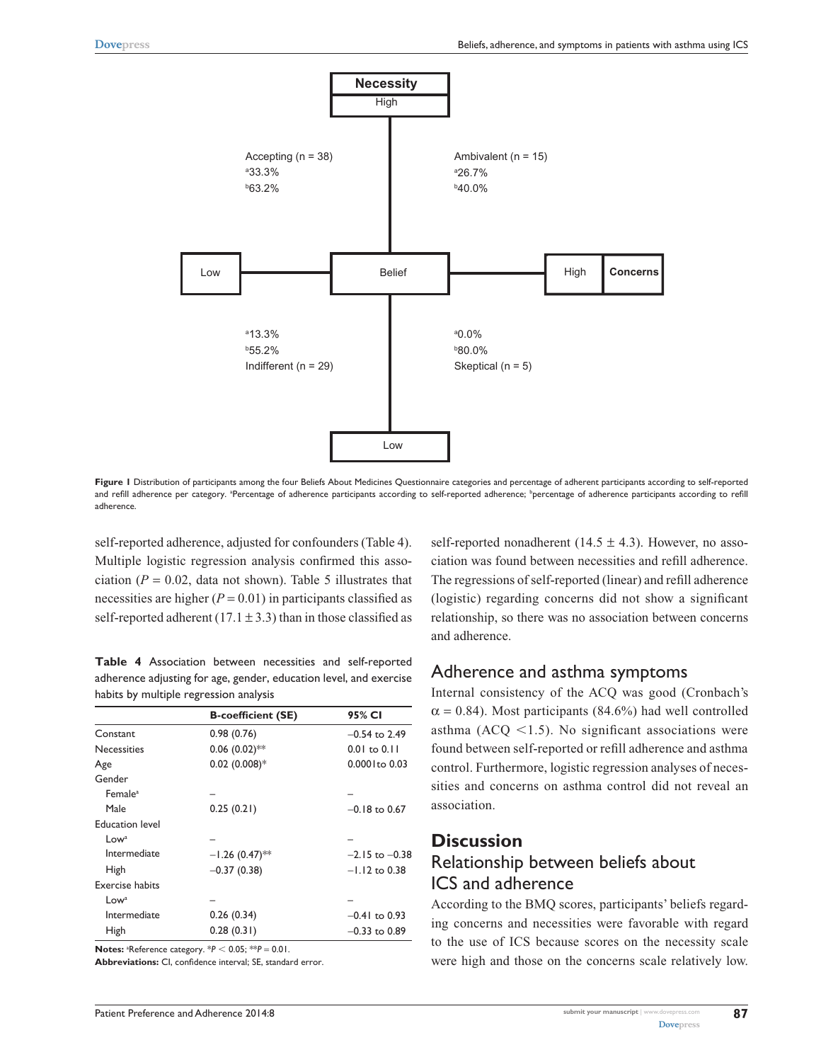Necessity High

Accepting (n = 38)
[a]33.3%
[b]63.2%

Ambivalent (n = 15)
[a]26.7%
[b]40.0%

Low — Belief — High Concerns

[a]13.3%
[b]55.2%
Indifferent (n = 29)

[a]0.0%
[b]80.0%
Skeptical (n = 5)

Low

**Figure 1** Distribution of participants among the four Beliefs About Medicines Questionnaire categories and percentage of adherent participants according to self-reported and refill adherence per category. [a]Percentage of adherence participants according to self-reported adherence; [b]percentage of adherence participants according to refill adherence.

self-reported adherence, adjusted for confounders (Table 4). Multiple logistic regression analysis confirmed this association ($P = 0.02$, data not shown). Table 5 illustrates that necessities are higher ($P = 0.01$) in participants classified as self-reported adherent ($17.1 \pm 3.3$) than in those classified as self-reported nonadherent ($14.5 \pm 4.3$). However, no association was found between necessities and refill adherence. The regressions of self-reported (linear) and refill adherence (logistic) regarding concerns did not show a significant relationship, so there was no association between concerns and adherence.

**Table 4** Association between necessities and self-reported adherence adjusting for age, gender, education level, and exercise habits by multiple regression analysis

| | B-coefficient (SE) | 95% CI |
|---|---|---|
| Constant | 0.98 (0.76) | −0.54 to 2.49 |
| Necessities | 0.06 (0.02)** | 0.01 to 0.11 |
| Age | 0.02 (0.008)* | 0.0001 to 0.03 |
| Gender | | |
| Female[a] | – | – |
| Male | 0.25 (0.21) | −0.18 to 0.67 |
| Education level | | |
| Low[a] | – | – |
| Intermediate | −1.26 (0.47)** | −2.15 to −0.38 |
| High | −0.37 (0.38) | −1.12 to 0.38 |
| Exercise habits | | |
| Low[a] | – | – |
| Intermediate | 0.26 (0.34) | −0.41 to 0.93 |
| High | 0.28 (0.31) | −0.33 to 0.89 |

**Notes:** [a]Reference category. *$P < 0.05$; **$P = 0.01$.
**Abbreviations:** CI, confidence interval; SE, standard error.

## Adherence and asthma symptoms

Internal consistency of the ACQ was good (Cronbach's $\alpha = 0.84$). Most participants (84.6%) had well controlled asthma (ACQ $<1.5$). No significant associations were found between self-reported or refill adherence and asthma control. Furthermore, logistic regression analyses of necessities and concerns on asthma control did not reveal an association.

# Discussion

## Relationship between beliefs about ICS and adherence

According to the BMQ scores, participants' beliefs regarding concerns and necessities were favorable with regard to the use of ICS because scores on the necessity scale were high and those on the concerns scale relatively low.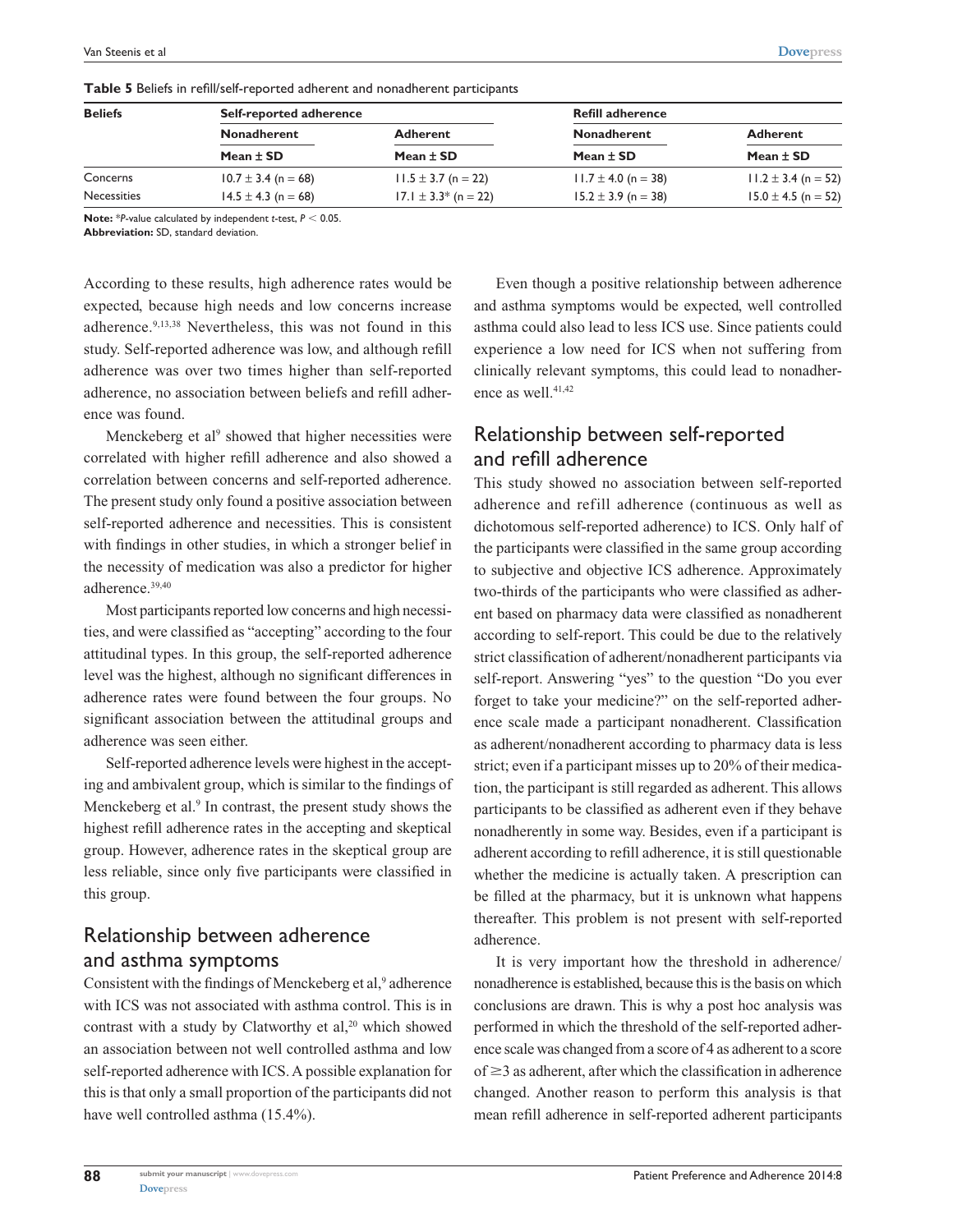**Table 5** Beliefs in refill/self-reported adherent and nonadherent participants

| Beliefs | Self-reported adherence | | Refill adherence | |
|---|---|---|---|---|
| | Nonadherent | Adherent | Nonadherent | Adherent |
| | Mean ± SD | Mean ± SD | Mean ± SD | Mean ± SD |
| Concerns | 10.7 ± 3.4 (n = 68) | 11.5 ± 3.7 (n = 22) | 11.7 ± 4.0 (n = 38) | 11.2 ± 3.4 (n = 52) |
| Necessities | 14.5 ± 4.3 (n = 68) | 17.1 ± 3.3* (n = 22) | 15.2 ± 3.9 (n = 38) | 15.0 ± 4.5 (n = 52) |

**Note:** **P*-value calculated by independent *t*-test, $P < 0.05$.
**Abbreviation:** SD, standard deviation.

According to these results, high adherence rates would be expected, because high needs and low concerns increase adherence.[9,13,38] Nevertheless, this was not found in this study. Self-reported adherence was low, and although refill adherence was over two times higher than self-reported adherence, no association between beliefs and refill adherence was found.

Menckeberg et al[9] showed that higher necessities were correlated with higher refill adherence and also showed a correlation between concerns and self-reported adherence. The present study only found a positive association between self-reported adherence and necessities. This is consistent with findings in other studies, in which a stronger belief in the necessity of medication was also a predictor for higher adherence.[39,40]

Most participants reported low concerns and high necessities, and were classified as "accepting" according to the four attitudinal types. In this group, the self-reported adherence level was the highest, although no significant differences in adherence rates were found between the four groups. No significant association between the attitudinal groups and adherence was seen either.

Self-reported adherence levels were highest in the accepting and ambivalent group, which is similar to the findings of Menckeberg et al.[9] In contrast, the present study shows the highest refill adherence rates in the accepting and skeptical group. However, adherence rates in the skeptical group are less reliable, since only five participants were classified in this group.

## Relationship between adherence and asthma symptoms

Consistent with the findings of Menckeberg et al,[9] adherence with ICS was not associated with asthma control. This is in contrast with a study by Clatworthy et al,[20] which showed an association between not well controlled asthma and low self-reported adherence with ICS. A possible explanation for this is that only a small proportion of the participants did not have well controlled asthma (15.4%).

Even though a positive relationship between adherence and asthma symptoms would be expected, well controlled asthma could also lead to less ICS use. Since patients could experience a low need for ICS when not suffering from clinically relevant symptoms, this could lead to nonadherence as well.[41,42]

## Relationship between self-reported and refill adherence

This study showed no association between self-reported adherence and refill adherence (continuous as well as dichotomous self-reported adherence) to ICS. Only half of the participants were classified in the same group according to subjective and objective ICS adherence. Approximately two-thirds of the participants who were classified as adherent based on pharmacy data were classified as nonadherent according to self-report. This could be due to the relatively strict classification of adherent/nonadherent participants via self-report. Answering "yes" to the question "Do you ever forget to take your medicine?" on the self-reported adherence scale made a participant nonadherent. Classification as adherent/nonadherent according to pharmacy data is less strict; even if a participant misses up to 20% of their medication, the participant is still regarded as adherent. This allows participants to be classified as adherent even if they behave nonadherently in some way. Besides, even if a participant is adherent according to refill adherence, it is still questionable whether the medicine is actually taken. A prescription can be filled at the pharmacy, but it is unknown what happens thereafter. This problem is not present with self-reported adherence.

It is very important how the threshold in adherence/nonadherence is established, because this is the basis on which conclusions are drawn. This is why a post hoc analysis was performed in which the threshold of the self-reported adherence scale was changed from a score of 4 as adherent to a score of ≥3 as adherent, after which the classification in adherence changed. Another reason to perform this analysis is that mean refill adherence in self-reported adherent participants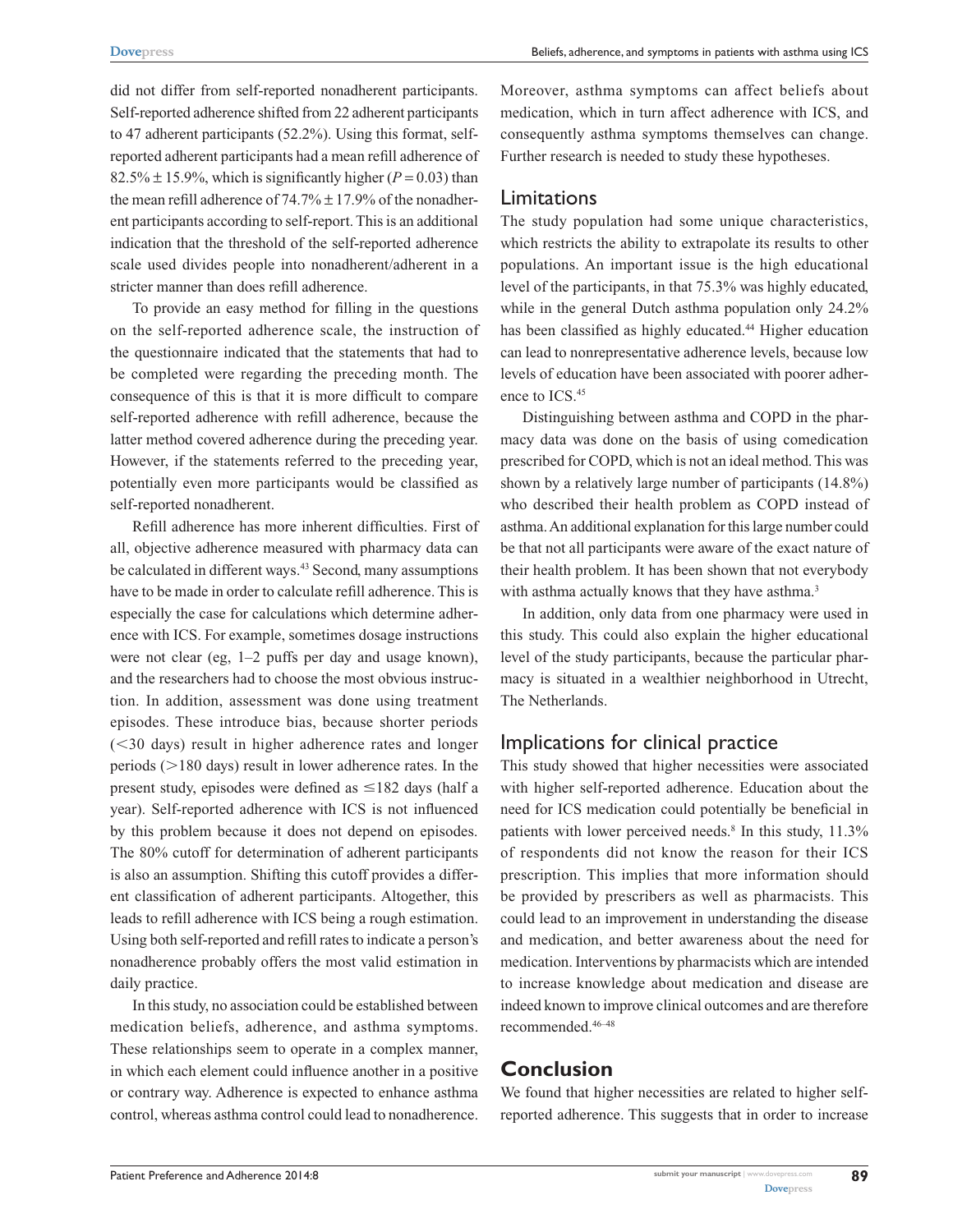did not differ from self-reported nonadherent participants. Self-reported adherence shifted from 22 adherent participants to 47 adherent participants (52.2%). Using this format, self-reported adherent participants had a mean refill adherence of 82.5% ± 15.9%, which is significantly higher ($P = 0.03$) than the mean refill adherence of 74.7% ± 17.9% of the nonadherent participants according to self-report. This is an additional indication that the threshold of the self-reported adherence scale used divides people into nonadherent/adherent in a stricter manner than does refill adherence.

To provide an easy method for filling in the questions on the self-reported adherence scale, the instruction of the questionnaire indicated that the statements that had to be completed were regarding the preceding month. The consequence of this is that it is more difficult to compare self-reported adherence with refill adherence, because the latter method covered adherence during the preceding year. However, if the statements referred to the preceding year, potentially even more participants would be classified as self-reported nonadherent.

Refill adherence has more inherent difficulties. First of all, objective adherence measured with pharmacy data can be calculated in different ways.[43] Second, many assumptions have to be made in order to calculate refill adherence. This is especially the case for calculations which determine adherence with ICS. For example, sometimes dosage instructions were not clear (eg, 1–2 puffs per day and usage known), and the researchers had to choose the most obvious instruction. In addition, assessment was done using treatment episodes. These introduce bias, because shorter periods (<30 days) result in higher adherence rates and longer periods (>180 days) result in lower adherence rates. In the present study, episodes were defined as ≤182 days (half a year). Self-reported adherence with ICS is not influenced by this problem because it does not depend on episodes. The 80% cutoff for determination of adherent participants is also an assumption. Shifting this cutoff provides a different classification of adherent participants. Altogether, this leads to refill adherence with ICS being a rough estimation. Using both self-reported and refill rates to indicate a person's nonadherence probably offers the most valid estimation in daily practice.

In this study, no association could be established between medication beliefs, adherence, and asthma symptoms. These relationships seem to operate in a complex manner, in which each element could influence another in a positive or contrary way. Adherence is expected to enhance asthma control, whereas asthma control could lead to nonadherence. Moreover, asthma symptoms can affect beliefs about medication, which in turn affect adherence with ICS, and consequently asthma symptoms themselves can change. Further research is needed to study these hypotheses.

## Limitations

The study population had some unique characteristics, which restricts the ability to extrapolate its results to other populations. An important issue is the high educational level of the participants, in that 75.3% was highly educated, while in the general Dutch asthma population only 24.2% has been classified as highly educated.[44] Higher education can lead to nonrepresentative adherence levels, because low levels of education have been associated with poorer adherence to ICS.[45]

Distinguishing between asthma and COPD in the pharmacy data was done on the basis of using comedication prescribed for COPD, which is not an ideal method. This was shown by a relatively large number of participants (14.8%) who described their health problem as COPD instead of asthma. An additional explanation for this large number could be that not all participants were aware of the exact nature of their health problem. It has been shown that not everybody with asthma actually knows that they have asthma.[3]

In addition, only data from one pharmacy were used in this study. This could also explain the higher educational level of the study participants, because the particular pharmacy is situated in a wealthier neighborhood in Utrecht, The Netherlands.

## Implications for clinical practice

This study showed that higher necessities were associated with higher self-reported adherence. Education about the need for ICS medication could potentially be beneficial in patients with lower perceived needs.[8] In this study, 11.3% of respondents did not know the reason for their ICS prescription. This implies that more information should be provided by prescribers as well as pharmacists. This could lead to an improvement in understanding the disease and medication, and better awareness about the need for medication. Interventions by pharmacists which are intended to increase knowledge about medication and disease are indeed known to improve clinical outcomes and are therefore recommended.[46–48]

# Conclusion

We found that higher necessities are related to higher self-reported adherence. This suggests that in order to increase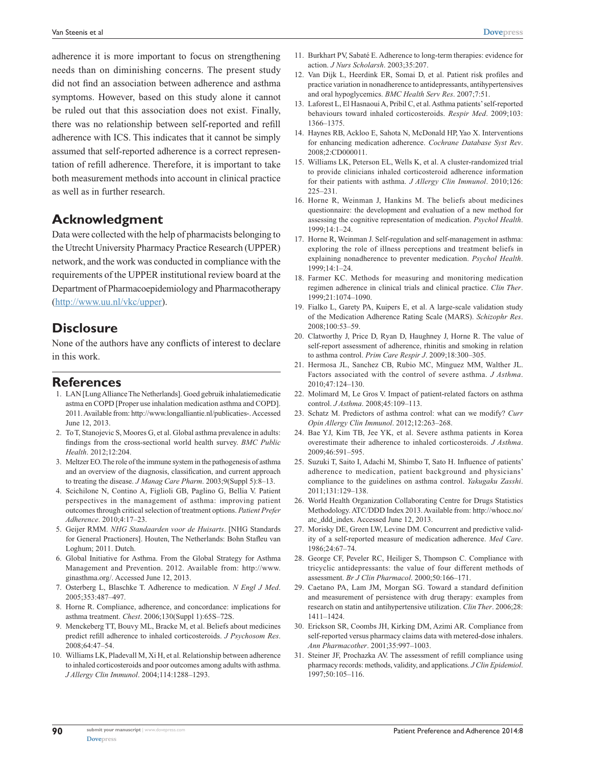adherence it is more important to focus on strengthening needs than on diminishing concerns. The present study did not find an association between adherence and asthma symptoms. However, based on this study alone it cannot be ruled out that this association does not exist. Finally, there was no relationship between self-reported and refill adherence with ICS. This indicates that it cannot be simply assumed that self-reported adherence is a correct representation of refill adherence. Therefore, it is important to take both measurement methods into account in clinical practice as well as in further research.

## Acknowledgment

Data were collected with the help of pharmacists belonging to the Utrecht University Pharmacy Practice Research (UPPER) network, and the work was conducted in compliance with the requirements of the UPPER institutional review board at the Department of Pharmacoepidemiology and Pharmacotherapy (http://www.uu.nl/vkc/upper).

## Disclosure

None of the authors have any conflicts of interest to declare in this work.

## References

1. LAN [Lung Alliance The Netherlands]. Goed gebruik inhalatiemedicatie astma en COPD [Proper use inhalation medication asthma and COPD]. 2011. Available from: http://www.longalliantie.nl/publicaties-. Accessed June 12, 2013.
2. To T, Stanojevic S, Moores G, et al. Global asthma prevalence in adults: findings from the cross-sectional world health survey. *BMC Public Health*. 2012;12:204.
3. Meltzer EO. The role of the immune system in the pathogenesis of asthma and an overview of the diagnosis, classification, and current approach to treating the disease. *J Manag Care Pharm*. 2003;9(Suppl 5):8–13.
4. Scichilone N, Contino A, Figlioli GB, Paglino G, Bellia V. Patient perspectives in the management of asthma: improving patient outcomes through critical selection of treatment options. *Patient Prefer Adherence*. 2010;4:17–23.
5. Geijer RMM. *NHG Standaarden voor de Huisarts*. [NHG Standards for General Practioners]. Houten, The Netherlands: Bohn Stafleu van Loghum; 2011. Dutch.
6. Global Initiative for Asthma. From the Global Strategy for Asthma Management and Prevention. 2012. Available from: http://www.ginasthma.org/. Accessed June 12, 2013.
7. Osterberg L, Blaschke T. Adherence to medication. *N Engl J Med*. 2005;353:487–497.
8. Horne R. Compliance, adherence, and concordance: implications for asthma treatment. *Chest*. 2006;130(Suppl 1):65S–72S.
9. Menckeberg TT, Bouvy ML, Bracke M, et al. Beliefs about medicines predict refill adherence to inhaled corticosteroids. *J Psychosom Res*. 2008;64:47–54.
10. Williams LK, Pladevall M, Xi H, et al. Relationship between adherence to inhaled corticosteroids and poor outcomes among adults with asthma. *J Allergy Clin Immunol*. 2004;114:1288–1293.
11. Burkhart PV, Sabaté E. Adherence to long-term therapies: evidence for action. *J Nurs Scholarsh*. 2003;35:207.
12. Van Dijk L, Heerdink ER, Somai D, et al. Patient risk profiles and practice variation in nonadherence to antidepressants, antihypertensives and oral hypoglycemics. *BMC Health Serv Res*. 2007;7:51.
13. Laforest L, El Hasnaoui A, Pribil C, et al. Asthma patients' self-reported behaviours toward inhaled corticosteroids. *Respir Med*. 2009;103:1366–1375.
14. Haynes RB, Ackloo E, Sahota N, McDonald HP, Yao X. Interventions for enhancing medication adherence. *Cochrane Database Syst Rev*. 2008;2:CD000011.
15. Williams LK, Peterson EL, Wells K, et al. A cluster-randomized trial to provide clinicians inhaled corticosteroid adherence information for their patients with asthma. *J Allergy Clin Immunol*. 2010;126:225–231.
16. Horne R, Weinman J, Hankins M. The beliefs about medicines questionnaire: the development and evaluation of a new method for assessing the cognitive representation of medication. *Psychol Health*. 1999;14:1–24.
17. Horne R, Weinman J. Self-regulation and self-management in asthma: exploring the role of illness perceptions and treatment beliefs in explaining nonadherence to preventer medication. *Psychol Health*. 1999;14:1–24.
18. Farmer KC. Methods for measuring and monitoring medication regimen adherence in clinical trials and clinical practice. *Clin Ther*. 1999;21:1074–1090.
19. Fialko L, Garety PA, Kuipers E, et al. A large-scale validation study of the Medication Adherence Rating Scale (MARS). *Schizophr Res*. 2008;100:53–59.
20. Clatworthy J, Price D, Ryan D, Haughney J, Horne R. The value of self-report assessment of adherence, rhinitis and smoking in relation to asthma control. *Prim Care Respir J*. 2009;18:300–305.
21. Hermosa JL, Sanchez CB, Rubio MC, Minguez MM, Walther JL. Factors associated with the control of severe asthma. *J Asthma*. 2010;47:124–130.
22. Molimard M, Le Gros V. Impact of patient-related factors on asthma control. *J Asthma*. 2008;45:109–113.
23. Schatz M. Predictors of asthma control: what can we modify? *Curr Opin Allergy Clin Immunol*. 2012;12:263–268.
24. Bae YJ, Kim TB, Jee YK, et al. Severe asthma patients in Korea overestimate their adherence to inhaled corticosteroids. *J Asthma*. 2009;46:591–595.
25. Suzuki T, Saito I, Adachi M, Shimbo T, Sato H. Influence of patients' adherence to medication, patient background and physicians' compliance to the guidelines on asthma control. *Yakugaku Zasshi*. 2011;131:129–138.
26. World Health Organization Collaborating Centre for Drugs Statistics Methodology. ATC/DDD Index 2013. Available from: http://whocc.no/atc_ddd_index. Accessed June 12, 2013.
27. Morisky DE, Green LW, Levine DM. Concurrent and predictive validity of a self-reported measure of medication adherence. *Med Care*. 1986;24:67–74.
28. George CF, Peveler RC, Heiliger S, Thompson C. Compliance with tricyclic antidepressants: the value of four different methods of assessment. *Br J Clin Pharmacol*. 2000;50:166–171.
29. Caetano PA, Lam JM, Morgan SG. Toward a standard definition and measurement of persistence with drug therapy: examples from research on statin and antihypertensive utilization. *Clin Ther*. 2006;28:1411–1424.
30. Erickson SR, Coombs JH, Kirking DM, Azimi AR. Compliance from self-reported versus pharmacy claims data with metered-dose inhalers. *Ann Pharmacother*. 2001;35:997–1003.
31. Steiner JF, Prochazka AV. The assessment of refill compliance using pharmacy records: methods, validity, and applications. *J Clin Epidemiol*. 1997;50:105–116.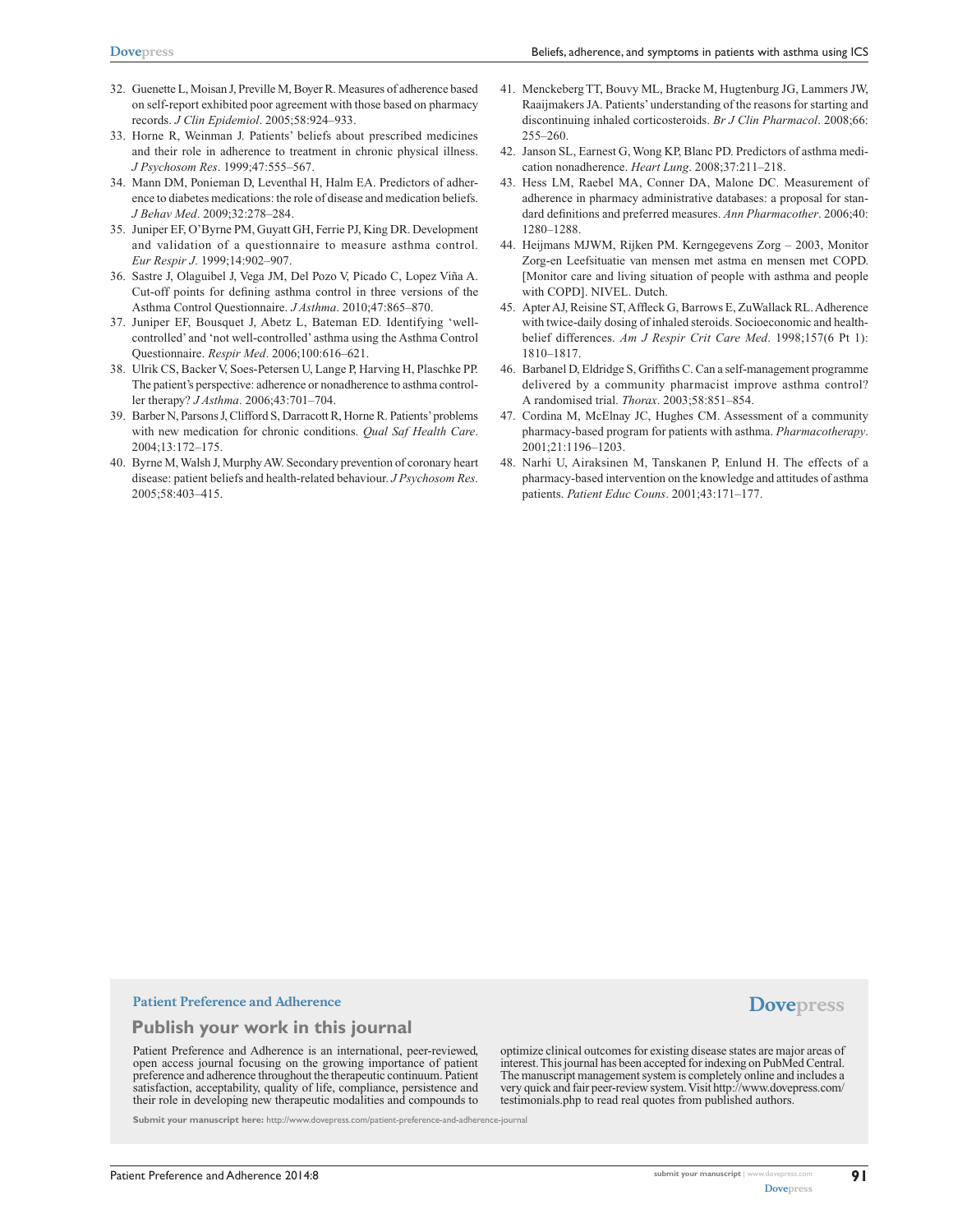32. Guenette L, Moisan J, Preville M, Boyer R. Measures of adherence based on self-report exhibited poor agreement with those based on pharmacy records. *J Clin Epidemiol*. 2005;58:924–933.
33. Horne R, Weinman J. Patients' beliefs about prescribed medicines and their role in adherence to treatment in chronic physical illness. *J Psychosom Res*. 1999;47:555–567.
34. Mann DM, Ponieman D, Leventhal H, Halm EA. Predictors of adherence to diabetes medications: the role of disease and medication beliefs. *J Behav Med*. 2009;32:278–284.
35. Juniper EF, O'Byrne PM, Guyatt GH, Ferrie PJ, King DR. Development and validation of a questionnaire to measure asthma control. *Eur Respir J*. 1999;14:902–907.
36. Sastre J, Olaguibel J, Vega JM, Del Pozo V, Picado C, Lopez Viña A. Cut-off points for defining asthma control in three versions of the Asthma Control Questionnaire. *J Asthma*. 2010;47:865–870.
37. Juniper EF, Bousquet J, Abetz L, Bateman ED. Identifying 'well-controlled' and 'not well-controlled' asthma using the Asthma Control Questionnaire. *Respir Med*. 2006;100:616–621.
38. Ulrik CS, Backer V, Soes-Petersen U, Lange P, Harving H, Plaschke PP. The patient's perspective: adherence or nonadherence to asthma controller therapy? *J Asthma*. 2006;43:701–704.
39. Barber N, Parsons J, Clifford S, Darracott R, Horne R. Patients' problems with new medication for chronic conditions. *Qual Saf Health Care*. 2004;13:172–175.
40. Byrne M, Walsh J, Murphy AW. Secondary prevention of coronary heart disease: patient beliefs and health-related behaviour. *J Psychosom Res*. 2005;58:403–415.
41. Menckeberg TT, Bouvy ML, Bracke M, Hugtenburg JG, Lammers JW, Raaijmakers JA. Patients' understanding of the reasons for starting and discontinuing inhaled corticosteroids. *Br J Clin Pharmacol*. 2008;66:255–260.
42. Janson SL, Earnest G, Wong KP, Blanc PD. Predictors of asthma medication nonadherence. *Heart Lung*. 2008;37:211–218.
43. Hess LM, Raebel MA, Conner DA, Malone DC. Measurement of adherence in pharmacy administrative databases: a proposal for standard definitions and preferred measures. *Ann Pharmacother*. 2006;40:1280–1288.
44. Heijmans MJWM, Rijken PM. Kerngegevens Zorg – 2003, Monitor Zorg-en Leefsituatie van mensen met astma en mensen met COPD. [Monitor care and living situation of people with asthma and people with COPD]. NIVEL. Dutch.
45. Apter AJ, Reisine ST, Affleck G, Barrows E, ZuWallack RL. Adherence with twice-daily dosing of inhaled steroids. Socioeconomic and health-belief differences. *Am J Respir Crit Care Med*. 1998;157(6 Pt 1):1810–1817.
46. Barbanel D, Eldridge S, Griffiths C. Can a self-management programme delivered by a community pharmacist improve asthma control? A randomised trial. *Thorax*. 2003;58:851–854.
47. Cordina M, McElnay JC, Hughes CM. Assessment of a community pharmacy-based program for patients with asthma. *Pharmacotherapy*. 2001;21:1196–1203.
48. Narhi U, Airaksinen M, Tanskanen P, Enlund H. The effects of a pharmacy-based intervention on the knowledge and attitudes of asthma patients. *Patient Educ Couns*. 2001;43:171–177.

**Patient Preference and Adherence**

**Dovepress**

## Publish your work in this journal

Patient Preference and Adherence is an international, peer-reviewed, open access journal focusing on the growing importance of patient preference and adherence throughout the therapeutic continuum. Patient satisfaction, acceptability, quality of life, compliance, persistence and their role in developing new therapeutic modalities and compounds to optimize clinical outcomes for existing disease states are major areas of interest. This journal has been accepted for indexing on PubMed Central. The manuscript management system is completely online and includes a very quick and fair peer-review system. Visit http://www.dovepress.com/testimonials.php to read real quotes from published authors.

**Submit your manuscript here:** http://www.dovepress.com/patient-preference-and-adherence-journal